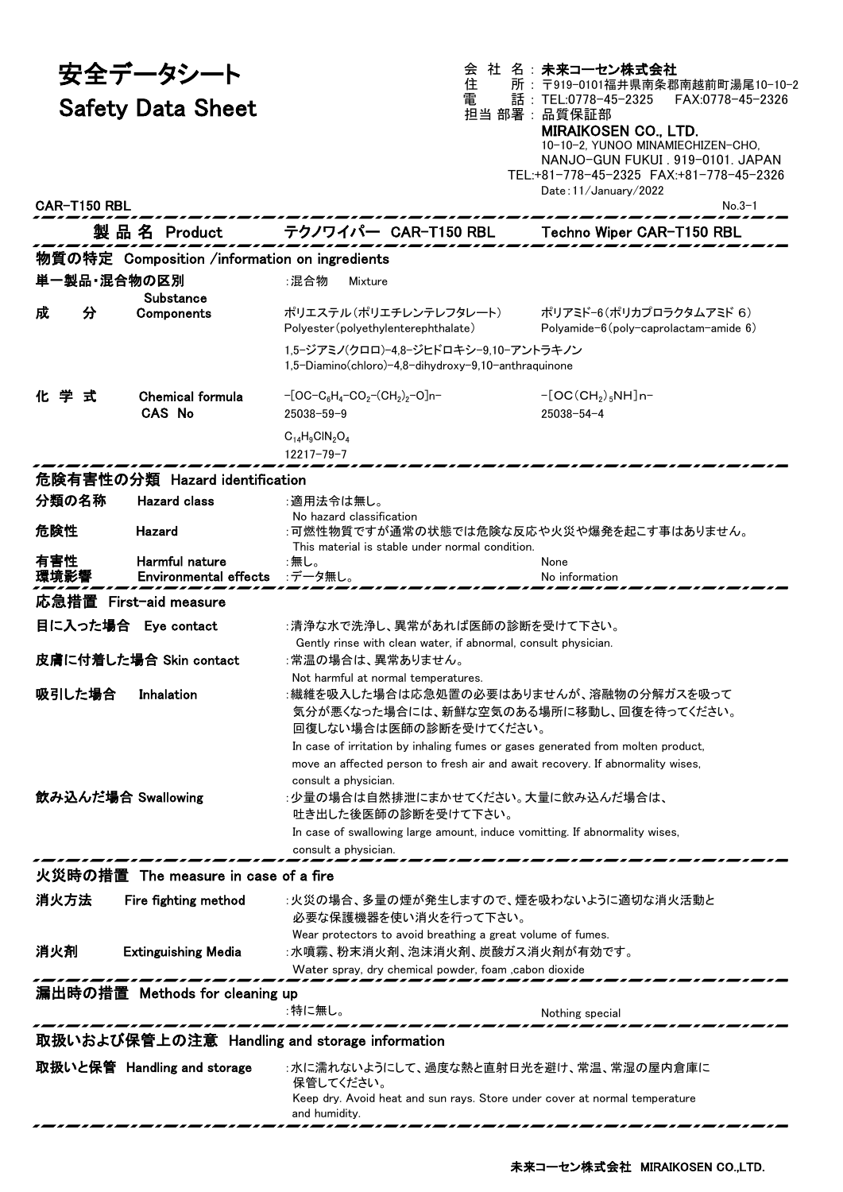# 安全データシート
# Safety Data Sheet

会 社 名：未来コーセン株式会社
住 所：〒919-0101福井県南条郡南越前町湯尾10-10-2
電 話：TEL:0778-45-2325 FAX:0778-45-2326
担当 部署：品質保証部

**MIRAIKOSEN CO., LTD.**
10-10-2, YUNOO MINAMIECHIZEN-CHO,
NANJO-GUN FUKUI . 919-0101. JAPAN
TEL:+81-778-45-2325 FAX:+81-778-45-2326
Date：11/January/2022

CAR-T150 RBL

No.3-1

## 製品名 Product テクノワイパー CAR-T150 RBL Techno Wiper CAR-T150 RBL

## 物質の特定 Composition /information on ingredients

**単一製品・混合物の区別 Substance**：混合物 Mixture

**成分 Components**
- ポリエステル(ポリエチレンテレフタレート) Polyester(polyethylenterephthalate)
- ポリアミド-6(ポリカプロラクタムアミド 6) Polyamide-6(poly-caprolactam-amide 6)
- 1,5-ジアミノ(クロロ)-4,8-ジヒドロキシ-9,10-アントラキノン 1,5-Diamino(chloro)-4,8-dihydroxy-9,10-anthraquinone

**化学式 Chemical formula / CAS No**
- $-[OC-C_6H_4-CO_2-(CH_2)_2-O]n-$ 25038-59-9
- $-[OC(CH_2)_5NH]n-$ 25038-54-4
- $C_{14}H_9ClN_2O_4$ 12217-79-7

## 危険有害性の分類 Hazard identification

**分類の名称 Hazard class**：適用法令は無し。
No hazard classification

**危険性 Hazard**：可燃性物質ですが通常の状態では危険な反応や火災や爆発を起こす事はありません。
This material is stable under normal condition.

**有害性 Harmful nature**：無し。 None

**環境影響 Environmental effects**：データ無し。 No information

## 応急措置 First-aid measure

**目に入った場合 Eye contact**：清浄な水で洗浄し、異常があれば医師の診断を受けて下さい。
Gently rinse with clean water, if abnormal, consult physician.

**皮膚に付着した場合 Skin contact**：常温の場合は、異常ありません。
Not harmful at normal temperatures.

**吸引した場合 Inhalation**：繊維を吸入した場合は応急処置の必要はありませんが、溶融物の分解ガスを吸って気分が悪くなった場合には、新鮮な空気のある場所に移動し、回復を待ってください。回復しない場合は医師の診断を受けてください。
In case of irritation by inhaling fumes or gases generated from molten product, move an affected person to fresh air and await recovery. If abnormality wises, consult a physician.

**飲み込んだ場合 Swallowing**：少量の場合は自然排泄にまかせてください。大量に飲み込んだ場合は、吐き出した後医師の診断を受けて下さい。
In case of swallowing large amount, induce vomitting. If abnormality wises, consult a physician.

## 火災時の措置 The measure in case of a fire

**消火方法 Fire fighting method**：火災の場合、多量の煙が発生しますので、煙を吸わないように適切な消火活動と必要な保護機器を使い消火を行って下さい。
Wear protectors to avoid breathing a great volume of fumes.

**消火剤 Extinguishing Media**：水噴霧、粉末消火剤、泡沫消火剤、炭酸ガス消火剤が有効です。
Water spray, dry chemical powder, foam ,cabon dioxide

## 漏出時の措置 Methods for cleaning up

：特に無し。 Nothing special

## 取扱いおよび保管上の注意 Handling and storage information

**取扱いと保管 Handling and storage**：水に濡れないようにして、過度な熱と直射日光を避け、常温、常湿の屋内倉庫に保管してください。
Keep dry. Avoid heat and sun rays. Store under cover at normal temperature and humidity.

未来コーセン株式会社 MIRAIKOSEN CO.,LTD.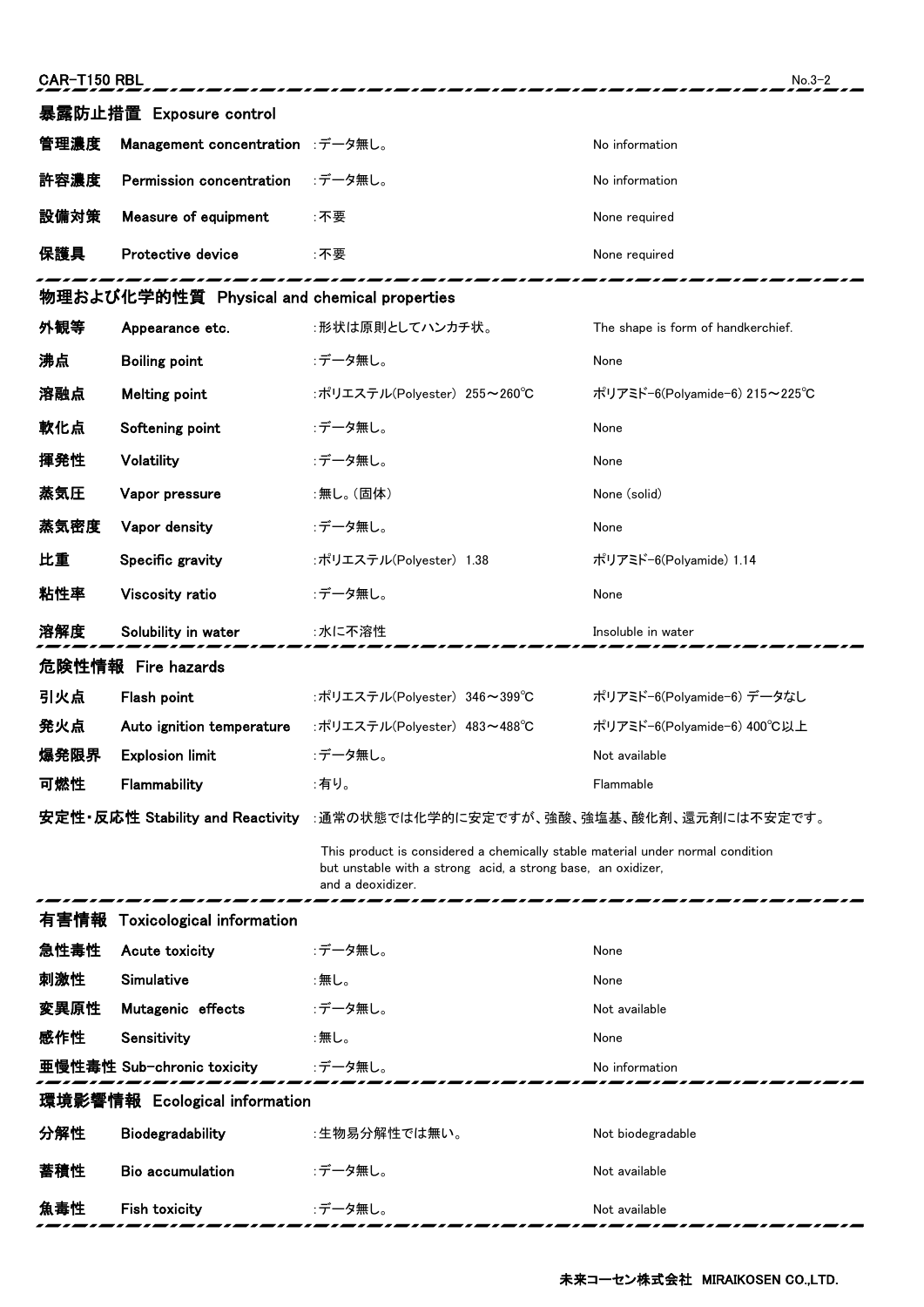## 暴露防止措置 Exposure control

| | | | |
|---|---|---|---|
| 管理濃度 | Management concentration | :データ無し。 | No information |
| 許容濃度 | Permission concentration | :データ無し。 | No information |
| 設備対策 | Measure of equipment | :不要 | None required |
| 保護具 | Protective device | :不要 | None required |

## 物理および化学的性質 Physical and chemical properties

| | | | |
|---|---|---|---|
| 外観等 | Appearance etc. | :形状は原則としてハンカチ状。 | The shape is form of handkerchief. |
| 沸点 | Boiling point | :データ無し。 | None |
| 溶融点 | Melting point | :ポリエステル(Polyester) 255～260℃ | ポリアミド-6(Polyamide-6) 215～225℃ |
| 軟化点 | Softening point | :データ無し。 | None |
| 揮発性 | Volatility | :データ無し。 | None |
| 蒸気圧 | Vapor pressure | :無し。(固体) | None (solid) |
| 蒸気密度 | Vapor density | :データ無し。 | None |
| 比重 | Specific gravity | :ポリエステル(Polyester) 1.38 | ポリアミド-6(Polyamide) 1.14 |
| 粘性率 | Viscosity ratio | :データ無し。 | None |
| 溶解度 | Solubility in water | :水に不溶性 | Insoluble in water |

## 危険性情報 Fire hazards

| | | | |
|---|---|---|---|
| 引火点 | Flash point | :ポリエステル(Polyester) 346～399℃ | ポリアミド-6(Polyamide-6) データなし |
| 発火点 | Auto ignition temperature | :ポリエステル(Polyester) 483～488℃ | ポリアミド-6(Polyamide-6) 400℃以上 |
| 爆発限界 | Explosion limit | :データ無し。 | Not available |
| 可燃性 | Flammability | :有り。 | Flammable |

**安定性・反応性 Stability and Reactivity** :通常の状態では化学的に安定ですが、強酸、強塩基、酸化剤、還元剤には不安定です。

This product is considered a chemically stable material under normal condition but unstable with a strong acid, a strong base, an oxidizer, and a deoxidizer.

## 有害情報 Toxicological information

| | | | |
|---|---|---|---|
| 急性毒性 | Acute toxicity | :データ無し。 | None |
| 刺激性 | Simulative | :無し。 | None |
| 変異原性 | Mutagenic effects | :データ無し。 | Not available |
| 感作性 | Sensitivity | :無し。 | None |
| 亜慢性毒性 | Sub-chronic toxicity | :データ無し。 | No information |

## 環境影響情報 Ecological information

| | | | |
|---|---|---|---|
| 分解性 | Biodegradability | :生物易分解性では無い。 | Not biodegradable |
| 蓄積性 | Bio accumulation | :データ無し。 | Not available |
| 魚毒性 | Fish toxicity | :データ無し。 | Not available |

未来コーセン株式会社 MIRAIKOSEN CO.,LTD.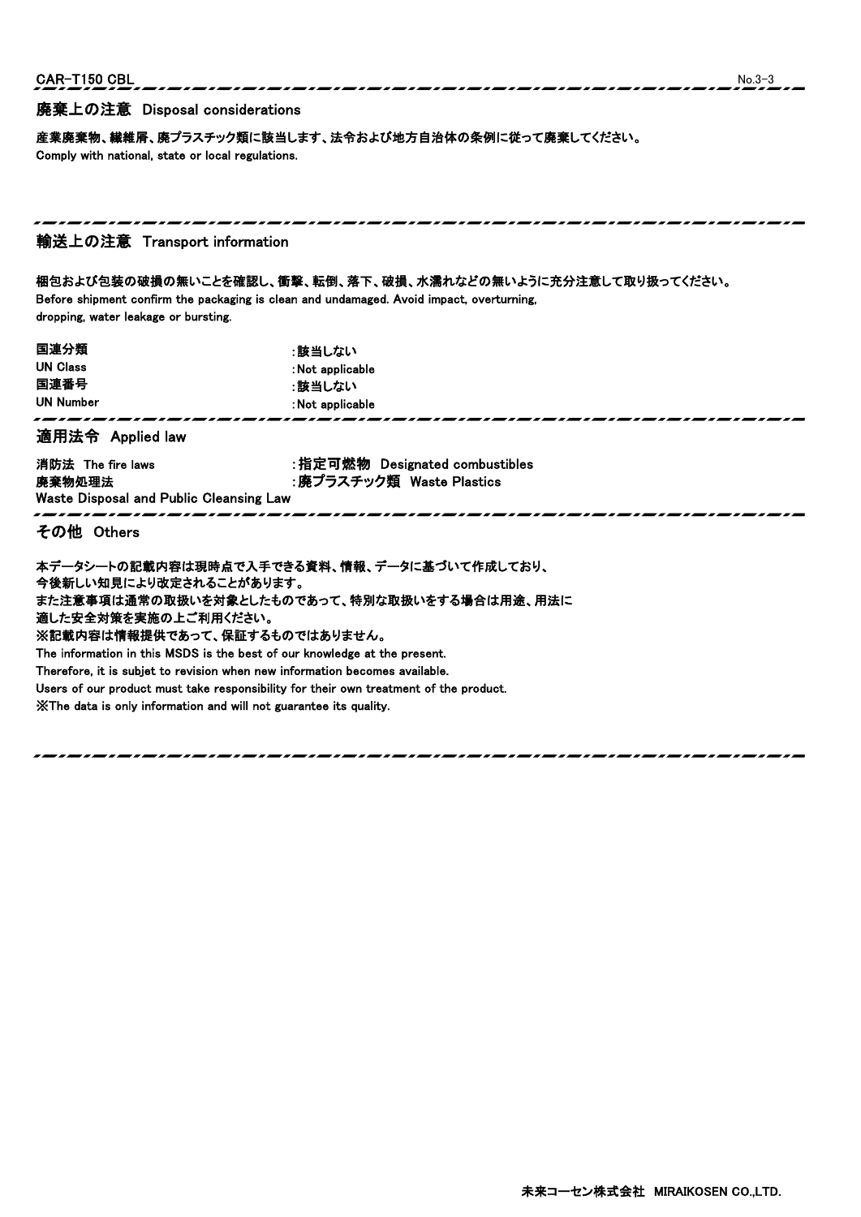## 廃棄上の注意 Disposal considerations

産業廃棄物、繊維屑、廃プラスチック類に該当します、法令および地方自治体の条例に従って廃棄してください。
Comply with national, state or local regulations.

## 輸送上の注意 Transport information

梱包および包装の破損の無いことを確認し、衝撃、転倒、落下、破損、水濡れなどの無いように充分注意して取り扱ってください。
Before shipment confirm the packaging is clean and undamaged. Avoid impact, overturning, dropping, water leakage or bursting.

| | |
|---|---|
| 国連分類 | :該当しない |
| UN Class | :Not applicable |
| 国連番号 | :該当しない |
| UN Number | :Not applicable |

## 適用法令 Applied law

| | |
|---|---|
| 消防法 The fire laws | :指定可燃物 Designated combustibles |
| 廃棄物処理法 Waste Disposal and Public Cleansing Law | :廃プラスチック類 Waste Plastics |

## その他 Others

本データシートの記載内容は現時点で入手できる資料、情報、データに基づいて作成しており、
今後新しい知見により改定されることがあります。
また注意事項は通常の取扱いを対象としたものであって、特別な取扱いをする場合は用途、用法に
適した安全対策を実施の上ご利用ください。
※記載内容は情報提供であって、保証するものではありません。
The information in this MSDS is the best of our knowledge at the present.
Therefore, it is subjet to revision when new information becomes available.
Users of our product must take responsibility for their own treatment of the product.
※The data is only information and will not guarantee its quality.

未来コーセン株式会社 MIRAIKOSEN CO.,LTD.